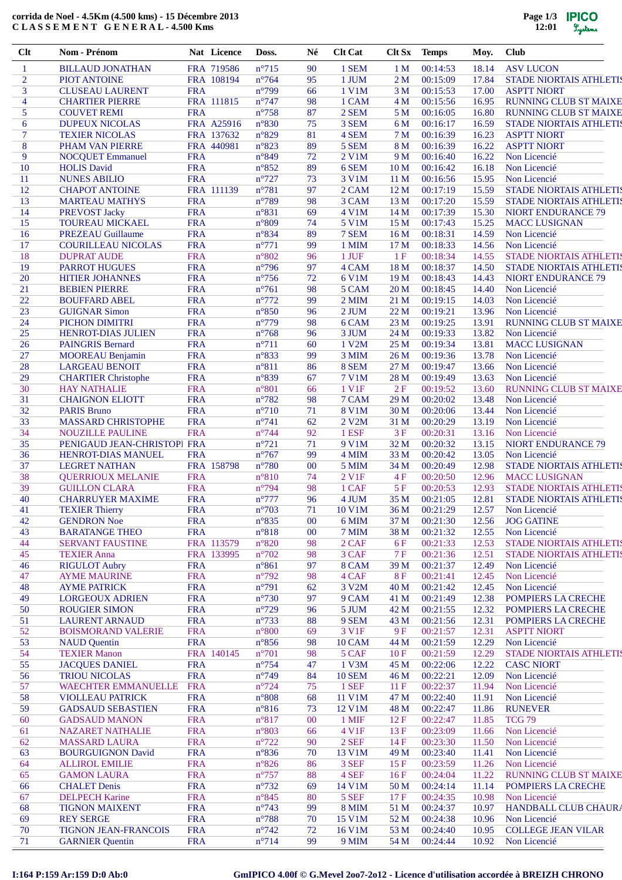**corrida de Noel - 4.5Km (4.500 kms) - 15 Décembre 2013**
**C L A S S E M E N T G E N E R A L - 4.500 Kms**

| Clt | Nom - Prénom | Nat | Licence | Doss. | Né | Clt Cat | Clt Sx | Temps | Moy. | Club |
|---|---|---|---|---|---|---|---|---|---|---|
| 1 | BILLAUD JONATHAN | FRA | 719586 | n°715 | 90 | 1 SEM | 1 M | 00:14:53 | 18.14 | ASV LUCON |
| 2 | PIOT ANTOINE | FRA | 108194 | n°764 | 95 | 1 JUM | 2 M | 00:15:09 | 17.84 | STADE NIORTAIS ATHLETIS |
| 3 | CLUSEAU LAURENT | FRA | | n°799 | 66 | 1 V1M | 3 M | 00:15:53 | 17.00 | ASPTT NIORT |
| 4 | CHARTIER PIERRE | FRA | 111815 | n°747 | 98 | 1 CAM | 4 M | 00:15:56 | 16.95 | RUNNING CLUB ST MAIXE |
| 5 | COUVET REMI | FRA | | n°758 | 87 | 2 SEM | 5 M | 00:16:05 | 16.80 | RUNNING CLUB ST MAIXE |
| 6 | DUPEUX NICOLAS | FRA | A25916 | n°830 | 75 | 3 SEM | 6 M | 00:16:17 | 16.59 | STADE NIORTAIS ATHLETIS |
| 7 | TEXIER NICOLAS | FRA | 137632 | n°829 | 81 | 4 SEM | 7 M | 00:16:39 | 16.23 | ASPTT NIORT |
| 8 | PHAM VAN PIERRE | FRA | 440981 | n°823 | 89 | 5 SEM | 8 M | 00:16:39 | 16.22 | ASPTT NIORT |
| 9 | NOCQUET Emmanuel | FRA | | n°849 | 72 | 2 V1M | 9 M | 00:16:40 | 16.22 | Non Licencié |
| 10 | HOLIS David | FRA | | n°852 | 89 | 6 SEM | 10 M | 00:16:42 | 16.18 | Non Licencié |
| 11 | NUNES ABILIO | FRA | | n°727 | 73 | 3 V1M | 11 M | 00:16:56 | 15.95 | Non Licencié |
| 12 | CHAPOT ANTOINE | FRA | 111139 | n°781 | 97 | 2 CAM | 12 M | 00:17:19 | 15.59 | STADE NIORTAIS ATHLETIS |
| 13 | MARTEAU MATHYS | FRA | | n°789 | 98 | 3 CAM | 13 M | 00:17:20 | 15.59 | STADE NIORTAIS ATHLETIS |
| 14 | PREVOST Jacky | FRA | | n°831 | 69 | 4 V1M | 14 M | 00:17:39 | 15.30 | NIORT ENDURANCE 79 |
| 15 | TOUREAU MICKAEL | FRA | | n°809 | 74 | 5 V1M | 15 M | 00:17:43 | 15.25 | MACC LUSIGNAN |
| 16 | PREZEAU Guillaume | FRA | | n°834 | 89 | 7 SEM | 16 M | 00:18:31 | 14.59 | Non Licencié |
| 17 | COURILLEAU NICOLAS | FRA | | n°771 | 99 | 1 MIM | 17 M | 00:18:33 | 14.56 | Non Licencié |
| 18 | DUPRAT AUDE | FRA | | n°802 | 96 | 1 JUF | 1 F | 00:18:34 | 14.55 | STADE NIORTAIS ATHLETIS |
| 19 | PARROT HUGUES | FRA | | n°796 | 97 | 4 CAM | 18 M | 00:18:37 | 14.50 | STADE NIORTAIS ATHLETIS |
| 20 | HITIER JOHANNES | FRA | | n°756 | 72 | 6 V1M | 19 M | 00:18:43 | 14.43 | NIORT ENDURANCE 79 |
| 21 | BEBIEN PIERRE | FRA | | n°761 | 98 | 5 CAM | 20 M | 00:18:45 | 14.40 | Non Licencié |
| 22 | BOUFFARD ABEL | FRA | | n°772 | 99 | 2 MIM | 21 M | 00:19:15 | 14.03 | Non Licencié |
| 23 | GUIGNAR Simon | FRA | | n°850 | 96 | 2 JUM | 22 M | 00:19:21 | 13.96 | Non Licencié |
| 24 | PICHON DIMITRI | FRA | | n°779 | 98 | 6 CAM | 23 M | 00:19:25 | 13.91 | RUNNING CLUB ST MAIXE |
| 25 | HENROT-DIAS JULIEN | FRA | | n°768 | 96 | 3 JUM | 24 M | 00:19:33 | 13.82 | Non Licencié |
| 26 | PAINGRIS Bernard | FRA | | n°711 | 60 | 1 V2M | 25 M | 00:19:34 | 13.81 | MACC LUSIGNAN |
| 27 | MOOREAU Benjamin | FRA | | n°833 | 99 | 3 MIM | 26 M | 00:19:36 | 13.78 | Non Licencié |
| 28 | LARGEAU BENOIT | FRA | | n°811 | 86 | 8 SEM | 27 M | 00:19:47 | 13.66 | Non Licencié |
| 29 | CHARTIER Christophe | FRA | | n°839 | 67 | 7 V1M | 28 M | 00:19:49 | 13.63 | Non Licencié |
| 30 | HAY NATHALIE | FRA | | n°801 | 66 | 1 V1F | 2 F | 00:19:52 | 13.60 | RUNNING CLUB ST MAIXE |
| 31 | CHAIGNON ELIOTT | FRA | | n°782 | 98 | 7 CAM | 29 M | 00:20:02 | 13.48 | Non Licencié |
| 32 | PARIS Bruno | FRA | | n°710 | 71 | 8 V1M | 30 M | 00:20:06 | 13.44 | Non Licencié |
| 33 | MASSARD CHRISTOPHE | FRA | | n°741 | 62 | 2 V2M | 31 M | 00:20:29 | 13.19 | Non Licencié |
| 34 | NOUZILLE PAULINE | FRA | | n°744 | 92 | 1 ESF | 3 F | 00:20:31 | 13.16 | Non Licencié |
| 35 | PENIGAUD JEAN-CHRISTOPI | FRA | | n°721 | 71 | 9 V1M | 32 M | 00:20:32 | 13.15 | NIORT ENDURANCE 79 |
| 36 | HENROT-DIAS MANUEL | FRA | | n°767 | 99 | 4 MIM | 33 M | 00:20:42 | 13.05 | Non Licencié |
| 37 | LEGRET NATHAN | FRA | 158798 | n°780 | 00 | 5 MIM | 34 M | 00:20:49 | 12.98 | STADE NIORTAIS ATHLETIS |
| 38 | QUERRIOUX MELANIE | FRA | | n°810 | 74 | 2 V1F | 4 F | 00:20:50 | 12.96 | MACC LUSIGNAN |
| 39 | GUILLON CLARA | FRA | | n°794 | 98 | 1 CAF | 5 F | 00:20:53 | 12.93 | STADE NIORTAIS ATHLETIS |
| 40 | CHARRUYER MAXIME | FRA | | n°777 | 96 | 4 JUM | 35 M | 00:21:05 | 12.81 | STADE NIORTAIS ATHLETIS |
| 41 | TEXIER Thierry | FRA | | n°703 | 71 | 10 V1M | 36 M | 00:21:29 | 12.57 | Non Licencié |
| 42 | GENDRON Noe | FRA | | n°835 | 00 | 6 MIM | 37 M | 00:21:30 | 12.56 | JOG GATINE |
| 43 | BARATANGE THEO | FRA | | n°818 | 00 | 7 MIM | 38 M | 00:21:32 | 12.55 | Non Licencié |
| 44 | SERVANT FAUSTINE | FRA | 113579 | n°820 | 98 | 2 CAF | 6 F | 00:21:33 | 12.53 | STADE NIORTAIS ATHLETIS |
| 45 | TEXIER Anna | FRA | 133995 | n°702 | 98 | 3 CAF | 7 F | 00:21:36 | 12.51 | STADE NIORTAIS ATHLETIS |
| 46 | RIGULOT Aubry | FRA | | n°861 | 97 | 8 CAM | 39 M | 00:21:37 | 12.49 | Non Licencié |
| 47 | AYME MAURINE | FRA | | n°792 | 98 | 4 CAF | 8 F | 00:21:41 | 12.45 | Non Licencié |
| 48 | AYME PATRICK | FRA | | n°791 | 62 | 3 V2M | 40 M | 00:21:42 | 12.45 | Non Licencié |
| 49 | LORGEOUX ADRIEN | FRA | | n°730 | 97 | 9 CAM | 41 M | 00:21:49 | 12.38 | POMPIERS LA CRECHE |
| 50 | ROUGIER SIMON | FRA | | n°729 | 96 | 5 JUM | 42 M | 00:21:55 | 12.32 | POMPIERS LA CRECHE |
| 51 | LAURENT ARNAUD | FRA | | n°733 | 88 | 9 SEM | 43 M | 00:21:56 | 12.31 | POMPIERS LA CRECHE |
| 52 | BOISMORAND VALERIE | FRA | | n°800 | 69 | 3 V1F | 9 F | 00:21:57 | 12.31 | ASPTT NIORT |
| 53 | NAUD Quentin | FRA | | n°856 | 98 | 10 CAM | 44 M | 00:21:59 | 12.29 | Non Licencié |
| 54 | TEXIER Manon | FRA | 140145 | n°701 | 98 | 5 CAF | 10 F | 00:21:59 | 12.29 | STADE NIORTAIS ATHLETIS |
| 55 | JACQUES DANIEL | FRA | | n°754 | 47 | 1 V3M | 45 M | 00:22:06 | 12.22 | CASC NIORT |
| 56 | TRIOU NICOLAS | FRA | | n°749 | 84 | 10 SEM | 46 M | 00:22:21 | 12.09 | Non Licencié |
| 57 | WAECHTER EMMANUELLE | FRA | | n°724 | 75 | 1 SEF | 11 F | 00:22:37 | 11.94 | Non Licencié |
| 58 | VIOLLEAU PATRICK | FRA | | n°808 | 68 | 11 V1M | 47 M | 00:22:40 | 11.91 | Non Licencié |
| 59 | GADSAUD SEBASTIEN | FRA | | n°816 | 73 | 12 V1M | 48 M | 00:22:47 | 11.86 | RUNEVER |
| 60 | GADSAUD MANON | FRA | | n°817 | 00 | 1 MIF | 12 F | 00:22:47 | 11.85 | TCG 79 |
| 61 | NAZARET NATHALIE | FRA | | n°803 | 66 | 4 V1F | 13 F | 00:23:09 | 11.66 | Non Licencié |
| 62 | MASSARD LAURA | FRA | | n°722 | 90 | 2 SEF | 14 F | 00:23:30 | 11.50 | Non Licencié |
| 63 | BOURGUIGNON David | FRA | | n°836 | 70 | 13 V1M | 49 M | 00:23:40 | 11.41 | Non Licencié |
| 64 | ALLIROL EMILIE | FRA | | n°826 | 86 | 3 SEF | 15 F | 00:23:59 | 11.26 | Non Licencié |
| 65 | GAMON LAURA | FRA | | n°757 | 88 | 4 SEF | 16 F | 00:24:04 | 11.22 | RUNNING CLUB ST MAIXE |
| 66 | CHALET Denis | FRA | | n°732 | 69 | 14 V1M | 50 M | 00:24:14 | 11.14 | POMPIERS LA CRECHE |
| 67 | DELPECH Karine | FRA | | n°845 | 80 | 5 SEF | 17 F | 00:24:35 | 10.98 | Non Licencié |
| 68 | TIGNON MAIXENT | FRA | | n°743 | 99 | 8 MIM | 51 M | 00:24:37 | 10.97 | HANDBALL CLUB CHAURA |
| 69 | REY SERGE | FRA | | n°788 | 70 | 15 V1M | 52 M | 00:24:38 | 10.96 | Non Licencié |
| 70 | TIGNON JEAN-FRANCOIS | FRA | | n°742 | 72 | 16 V1M | 53 M | 00:24:40 | 10.95 | COLLEGE JEAN VILAR |
| 71 | GARNIER Quentin | FRA | | n°714 | 99 | 9 MIM | 54 M | 00:24:44 | 10.92 | Non Licencié |

I:164 P:159 Ar:159 D:0 Ab:0

GmIPICO 4.00f © G.Mevel 2oo7-2o12 - Licence d'utilisation accordée à BREIZH CHRONO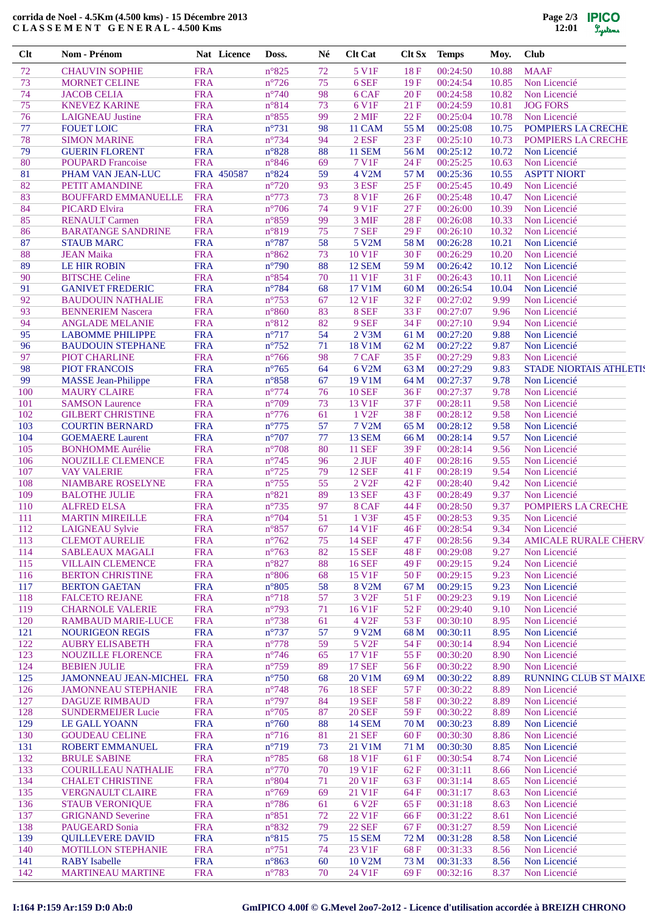**corrida de Noel - 4.5Km (4.500 kms) - 15 Décembre 2013**
**C L A S S E M E N T G E N E R A L - 4.500 Kms**

| Clt | Nom - Prénom | Nat | Licence | Doss. | Né | Clt Cat | Clt Sx | Temps | Moy. | Club |
|---|---|---|---|---|---|---|---|---|---|---|
| 72 | CHAUVIN SOPHIE | FRA | | n°825 | 72 | 5 V1F | 18 F | 00:24:50 | 10.88 | MAAF |
| 73 | MORNET CELINE | FRA | | n°726 | 75 | 6 SEF | 19 F | 00:24:54 | 10.85 | Non Licencié |
| 74 | JACOB CELIA | FRA | | n°740 | 98 | 6 CAF | 20 F | 00:24:58 | 10.82 | Non Licencié |
| 75 | KNEVEZ KARINE | FRA | | n°814 | 73 | 6 V1F | 21 F | 00:24:59 | 10.81 | JOG FORS |
| 76 | LAIGNEAU Justine | FRA | | n°855 | 99 | 2 MIF | 22 F | 00:25:04 | 10.78 | Non Licencié |
| 77 | FOUET LOIC | FRA | | n°731 | 98 | 11 CAM | 55 M | 00:25:08 | 10.75 | POMPIERS LA CRECHE |
| 78 | SIMON MARINE | FRA | | n°734 | 94 | 2 ESF | 23 F | 00:25:10 | 10.73 | POMPIERS LA CRECHE |
| 79 | GUERIN FLORENT | FRA | | n°828 | 88 | 11 SEM | 56 M | 00:25:12 | 10.72 | Non Licencié |
| 80 | POUPARD Francoise | FRA | | n°846 | 69 | 7 V1F | 24 F | 00:25:25 | 10.63 | Non Licencié |
| 81 | PHAM VAN JEAN-LUC | FRA | 450587 | n°824 | 59 | 4 V2M | 57 M | 00:25:36 | 10.55 | ASPTT NIORT |
| 82 | PETIT AMANDINE | FRA | | n°720 | 93 | 3 ESF | 25 F | 00:25:45 | 10.49 | Non Licencié |
| 83 | BOUFFARD EMMANUELLE | FRA | | n°773 | 73 | 8 V1F | 26 F | 00:25:48 | 10.47 | Non Licencié |
| 84 | PICARD Elvira | FRA | | n°706 | 74 | 9 V1F | 27 F | 00:26:00 | 10.39 | Non Licencié |
| 85 | RENAULT Carmen | FRA | | n°859 | 99 | 3 MIF | 28 F | 00:26:08 | 10.33 | Non Licencié |
| 86 | BARATANGE SANDRINE | FRA | | n°819 | 75 | 7 SEF | 29 F | 00:26:10 | 10.32 | Non Licencié |
| 87 | STAUB MARC | FRA | | n°787 | 58 | 5 V2M | 58 M | 00:26:28 | 10.21 | Non Licencié |
| 88 | JEAN Maika | FRA | | n°862 | 73 | 10 V1F | 30 F | 00:26:29 | 10.20 | Non Licencié |
| 89 | LE HIR ROBIN | FRA | | n°790 | 88 | 12 SEM | 59 M | 00:26:42 | 10.12 | Non Licencié |
| 90 | BITSCHE Celine | FRA | | n°854 | 70 | 11 V1F | 31 F | 00:26:43 | 10.11 | Non Licencié |
| 91 | GANIVET FREDERIC | FRA | | n°784 | 68 | 17 V1M | 60 M | 00:26:54 | 10.04 | Non Licencié |
| 92 | BAUDOUIN NATHALIE | FRA | | n°753 | 67 | 12 V1F | 32 F | 00:27:02 | 9.99 | Non Licencié |
| 93 | BENNERIEM Nascera | FRA | | n°860 | 83 | 8 SEF | 33 F | 00:27:07 | 9.96 | Non Licencié |
| 94 | ANGLADE MELANIE | FRA | | n°812 | 82 | 9 SEF | 34 F | 00:27:10 | 9.94 | Non Licencié |
| 95 | LABOMME PHILIPPE | FRA | | n°717 | 54 | 2 V3M | 61 M | 00:27:20 | 9.88 | Non Licencié |
| 96 | BAUDOUIN STEPHANE | FRA | | n°752 | 71 | 18 V1M | 62 M | 00:27:22 | 9.87 | Non Licencié |
| 97 | PIOT CHARLINE | FRA | | n°766 | 98 | 7 CAF | 35 F | 00:27:29 | 9.83 | Non Licencié |
| 98 | PIOT FRANCOIS | FRA | | n°765 | 64 | 6 V2M | 63 M | 00:27:29 | 9.83 | STADE NIORTAIS ATHLETIS |
| 99 | MASSE Jean-Philippe | FRA | | n°858 | 67 | 19 V1M | 64 M | 00:27:37 | 9.78 | Non Licencié |
| 100 | MAURY CLAIRE | FRA | | n°774 | 76 | 10 SEF | 36 F | 00:27:37 | 9.78 | Non Licencié |
| 101 | SAMSON Laurence | FRA | | n°709 | 73 | 13 V1F | 37 F | 00:28:11 | 9.58 | Non Licencié |
| 102 | GILBERT CHRISTINE | FRA | | n°776 | 61 | 1 V2F | 38 F | 00:28:12 | 9.58 | Non Licencié |
| 103 | COURTIN BERNARD | FRA | | n°775 | 57 | 7 V2M | 65 M | 00:28:12 | 9.58 | Non Licencié |
| 104 | GOEMAERE Laurent | FRA | | n°707 | 77 | 13 SEM | 66 M | 00:28:14 | 9.57 | Non Licencié |
| 105 | BONHOMME Aurélie | FRA | | n°708 | 80 | 11 SEF | 39 F | 00:28:14 | 9.56 | Non Licencié |
| 106 | NOUZILLE CLEMENCE | FRA | | n°745 | 96 | 2 JUF | 40 F | 00:28:16 | 9.55 | Non Licencié |
| 107 | VAY VALERIE | FRA | | n°725 | 79 | 12 SEF | 41 F | 00:28:19 | 9.54 | Non Licencié |
| 108 | NIAMBARE ROSELYNE | FRA | | n°755 | 55 | 2 V2F | 42 F | 00:28:40 | 9.42 | Non Licencié |
| 109 | BALOTHE JULIE | FRA | | n°821 | 89 | 13 SEF | 43 F | 00:28:49 | 9.37 | Non Licencié |
| 110 | ALFRED ELSA | FRA | | n°735 | 97 | 8 CAF | 44 F | 00:28:50 | 9.37 | POMPIERS LA CRECHE |
| 111 | MARTIN MIREILLE | FRA | | n°704 | 51 | 1 V3F | 45 F | 00:28:53 | 9.35 | Non Licencié |
| 112 | LAIGNEAU Sylvie | FRA | | n°857 | 67 | 14 V1F | 46 F | 00:28:54 | 9.34 | Non Licencié |
| 113 | CLEMOT AURELIE | FRA | | n°762 | 75 | 14 SEF | 47 F | 00:28:56 | 9.34 | AMICALE RURALE CHERV |
| 114 | SABLEAUX MAGALI | FRA | | n°763 | 82 | 15 SEF | 48 F | 00:29:08 | 9.27 | Non Licencié |
| 115 | VILLAIN CLEMENCE | FRA | | n°827 | 88 | 16 SEF | 49 F | 00:29:15 | 9.24 | Non Licencié |
| 116 | BERTON CHRISTINE | FRA | | n°806 | 68 | 15 V1F | 50 F | 00:29:15 | 9.23 | Non Licencié |
| 117 | BERTON GAETAN | FRA | | n°805 | 58 | 8 V2M | 67 M | 00:29:15 | 9.23 | Non Licencié |
| 118 | FALCETO REJANE | FRA | | n°718 | 57 | 3 V2F | 51 F | 00:29:23 | 9.19 | Non Licencié |
| 119 | CHARNOLE VALERIE | FRA | | n°793 | 71 | 16 V1F | 52 F | 00:29:40 | 9.10 | Non Licencié |
| 120 | RAMBAUD MARIE-LUCE | FRA | | n°738 | 61 | 4 V2F | 53 F | 00:30:10 | 8.95 | Non Licencié |
| 121 | NOURIGEON REGIS | FRA | | n°737 | 57 | 9 V2M | 68 M | 00:30:11 | 8.95 | Non Licencié |
| 122 | AUBRY ELISABETH | FRA | | n°778 | 59 | 5 V2F | 54 F | 00:30:14 | 8.94 | Non Licencié |
| 123 | NOUZILLE FLORENCE | FRA | | n°746 | 65 | 17 V1F | 55 F | 00:30:20 | 8.90 | Non Licencié |
| 124 | BEBIEN JULIE | FRA | | n°759 | 89 | 17 SEF | 56 F | 00:30:22 | 8.90 | Non Licencié |
| 125 | JAMONNEAU JEAN-MICHEL | FRA | | n°750 | 68 | 20 V1M | 69 M | 00:30:22 | 8.89 | RUNNING CLUB ST MAIXE |
| 126 | JAMONNEAU STEPHANIE | FRA | | n°748 | 76 | 18 SEF | 57 F | 00:30:22 | 8.89 | Non Licencié |
| 127 | DAGUZE RIMBAUD | FRA | | n°797 | 84 | 19 SEF | 58 F | 00:30:22 | 8.89 | Non Licencié |
| 128 | SUNDERMEIJER Lucie | FRA | | n°705 | 87 | 20 SEF | 59 F | 00:30:22 | 8.89 | Non Licencié |
| 129 | LE GALL YOANN | FRA | | n°760 | 88 | 14 SEM | 70 M | 00:30:23 | 8.89 | Non Licencié |
| 130 | GOUDEAU CELINE | FRA | | n°716 | 81 | 21 SEF | 60 F | 00:30:30 | 8.86 | Non Licencié |
| 131 | ROBERT EMMANUEL | FRA | | n°719 | 73 | 21 V1M | 71 M | 00:30:30 | 8.85 | Non Licencié |
| 132 | BRULE SABINE | FRA | | n°785 | 68 | 18 V1F | 61 F | 00:30:54 | 8.74 | Non Licencié |
| 133 | COURILLEAU NATHALIE | FRA | | n°770 | 70 | 19 V1F | 62 F | 00:31:11 | 8.66 | Non Licencié |
| 134 | CHALET CHRISTINE | FRA | | n°804 | 71 | 20 V1F | 63 F | 00:31:14 | 8.65 | Non Licencié |
| 135 | VERGNAULT CLAIRE | FRA | | n°769 | 69 | 21 V1F | 64 F | 00:31:17 | 8.63 | Non Licencié |
| 136 | STAUB VERONIQUE | FRA | | n°786 | 61 | 6 V2F | 65 F | 00:31:18 | 8.63 | Non Licencié |
| 137 | GRIGNAND Severine | FRA | | n°851 | 72 | 22 V1F | 66 F | 00:31:22 | 8.61 | Non Licencié |
| 138 | PAUGEARD Sonia | FRA | | n°832 | 79 | 22 SEF | 67 F | 00:31:27 | 8.59 | Non Licencié |
| 139 | QUILLEVERE DAVID | FRA | | n°815 | 75 | 15 SEM | 72 M | 00:31:28 | 8.58 | Non Licencié |
| 140 | MOTILLON STEPHANIE | FRA | | n°751 | 74 | 23 V1F | 68 F | 00:31:33 | 8.56 | Non Licencié |
| 141 | RABY Isabelle | FRA | | n°863 | 60 | 10 V2M | 73 M | 00:31:33 | 8.56 | Non Licencié |
| 142 | MARTINEAU MARTINE | FRA | | n°783 | 70 | 24 V1F | 69 F | 00:32:16 | 8.37 | Non Licencié |

I:164 P:159 Ar:159 D:0 Ab:0

GmIPICO 4.00f © G.Mevel 2oo7-2o12 - Licence d'utilisation accordée à BREIZH CHRONO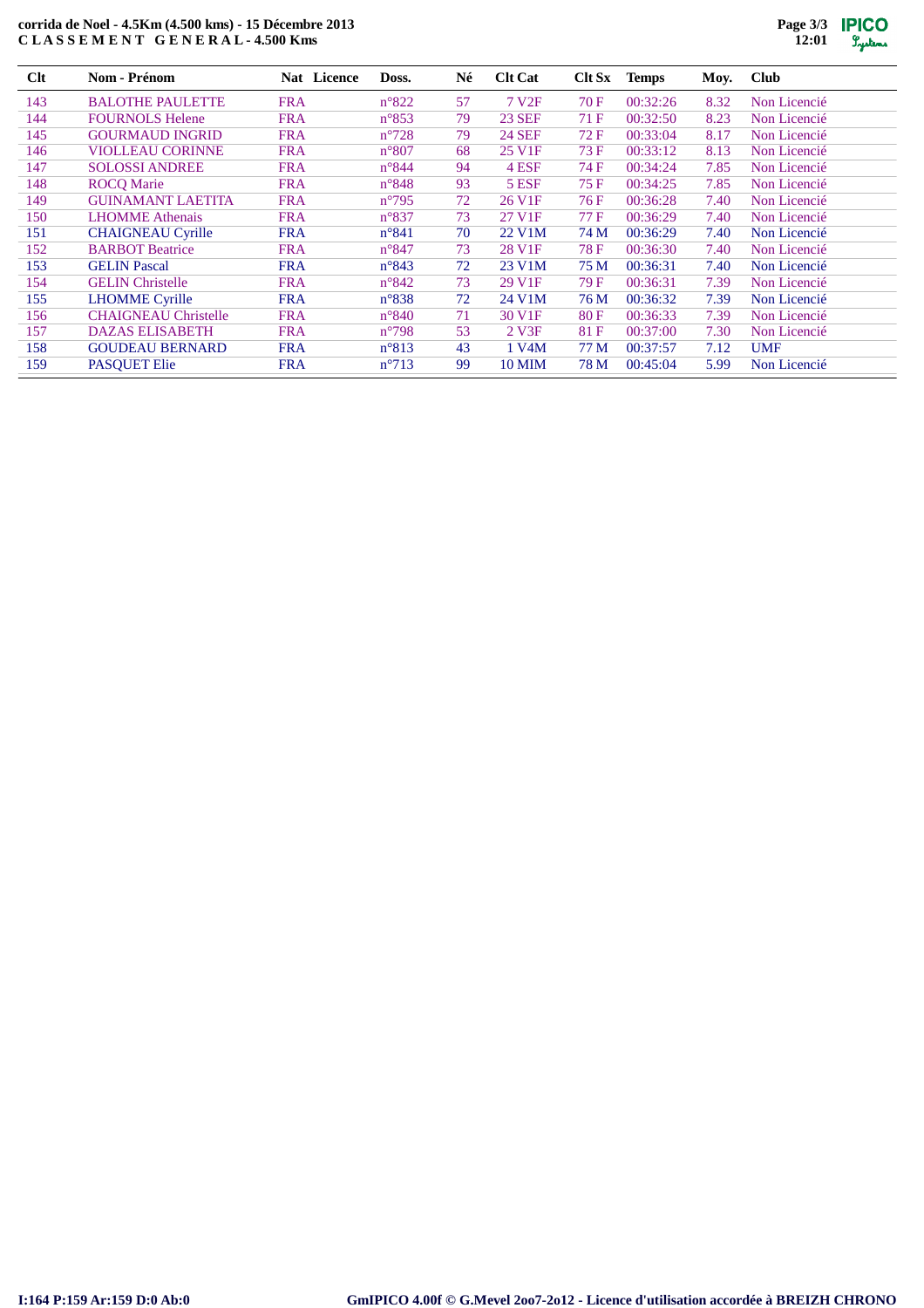**corrida de Noel - 4.5Km (4.500 kms) - 15 Décembre 2013**
**C L A S S E M E N T G E N E R A L - 4.500 Kms**

| Clt | Nom - Prénom | Nat | Licence | Doss. | Né | Clt Cat | Clt Sx | Temps | Moy. | Club |
|---|---|---|---|---|---|---|---|---|---|---|
| 143 | BALOTHE PAULETTE | FRA | | n°822 | 57 | 7 V2F | 70 F | 00:32:26 | 8.32 | Non Licencié |
| 144 | FOURNOLS Helene | FRA | | n°853 | 79 | 23 SEF | 71 F | 00:32:50 | 8.23 | Non Licencié |
| 145 | GOURMAUD INGRID | FRA | | n°728 | 79 | 24 SEF | 72 F | 00:33:04 | 8.17 | Non Licencié |
| 146 | VIOLLEAU CORINNE | FRA | | n°807 | 68 | 25 V1F | 73 F | 00:33:12 | 8.13 | Non Licencié |
| 147 | SOLOSSI ANDREE | FRA | | n°844 | 94 | 4 ESF | 74 F | 00:34:24 | 7.85 | Non Licencié |
| 148 | ROCQ Marie | FRA | | n°848 | 93 | 5 ESF | 75 F | 00:34:25 | 7.85 | Non Licencié |
| 149 | GUINAMANT LAETITA | FRA | | n°795 | 72 | 26 V1F | 76 F | 00:36:28 | 7.40 | Non Licencié |
| 150 | LHOMME Athenais | FRA | | n°837 | 73 | 27 V1F | 77 F | 00:36:29 | 7.40 | Non Licencié |
| 151 | CHAIGNEAU Cyrille | FRA | | n°841 | 70 | 22 V1M | 74 M | 00:36:29 | 7.40 | Non Licencié |
| 152 | BARBOT Beatrice | FRA | | n°847 | 73 | 28 V1F | 78 F | 00:36:30 | 7.40 | Non Licencié |
| 153 | GELIN Pascal | FRA | | n°843 | 72 | 23 V1M | 75 M | 00:36:31 | 7.40 | Non Licencié |
| 154 | GELIN Christelle | FRA | | n°842 | 73 | 29 V1F | 79 F | 00:36:31 | 7.39 | Non Licencié |
| 155 | LHOMME Cyrille | FRA | | n°838 | 72 | 24 V1M | 76 M | 00:36:32 | 7.39 | Non Licencié |
| 156 | CHAIGNEAU Christelle | FRA | | n°840 | 71 | 30 V1F | 80 F | 00:36:33 | 7.39 | Non Licencié |
| 157 | DAZAS ELISABETH | FRA | | n°798 | 53 | 2 V3F | 81 F | 00:37:00 | 7.30 | Non Licencié |
| 158 | GOUDEAU BERNARD | FRA | | n°813 | 43 | 1 V4M | 77 M | 00:37:57 | 7.12 | UMF |
| 159 | PASQUET Elie | FRA | | n°713 | 99 | 10 MIM | 78 M | 00:45:04 | 5.99 | Non Licencié |

I:164 P:159 Ar:159 D:0 Ab:0

GmIPICO 4.00f © G.Mevel 2oo7-2o12 - Licence d'utilisation accordée à BREIZH CHRONO